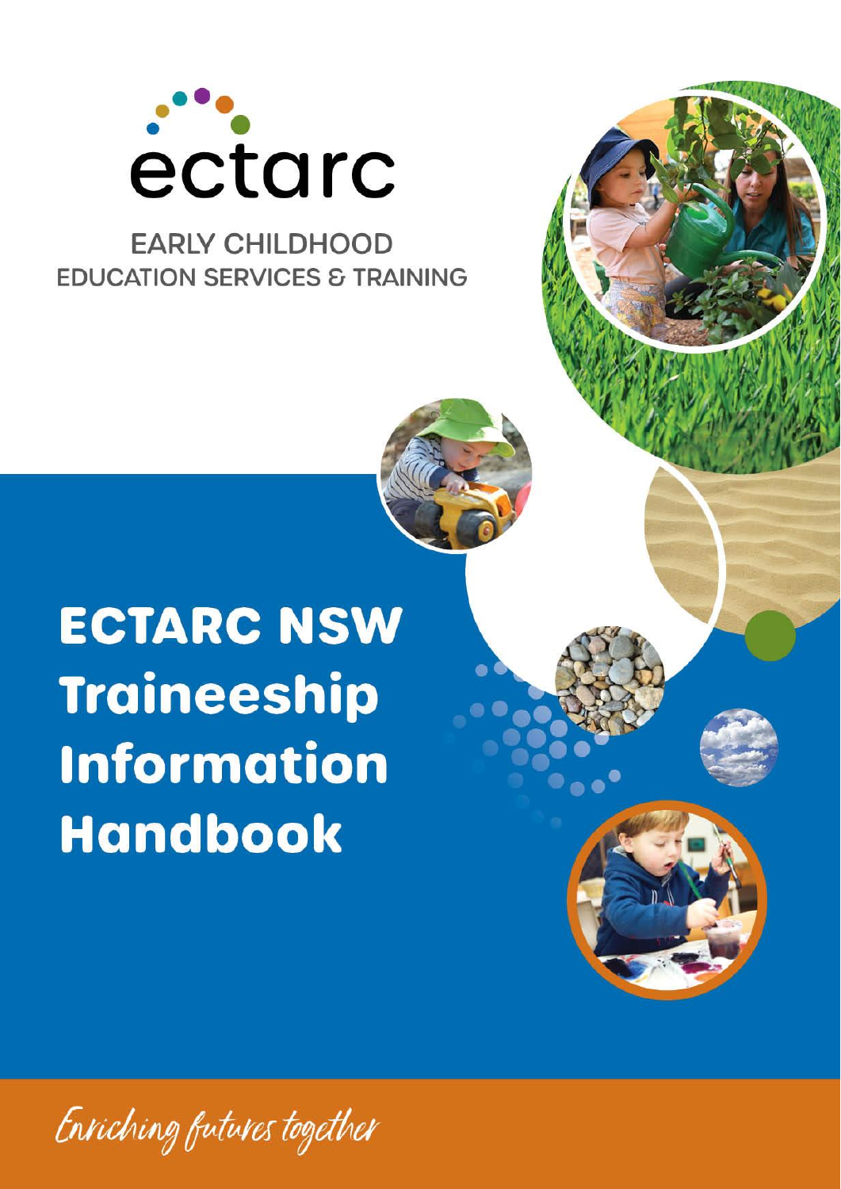ectarc

EARLY CHILDHOOD
EDUCATION SERVICES & TRAINING

# ECTARC NSW Traineeship Information Handbook

*Enriching futures together*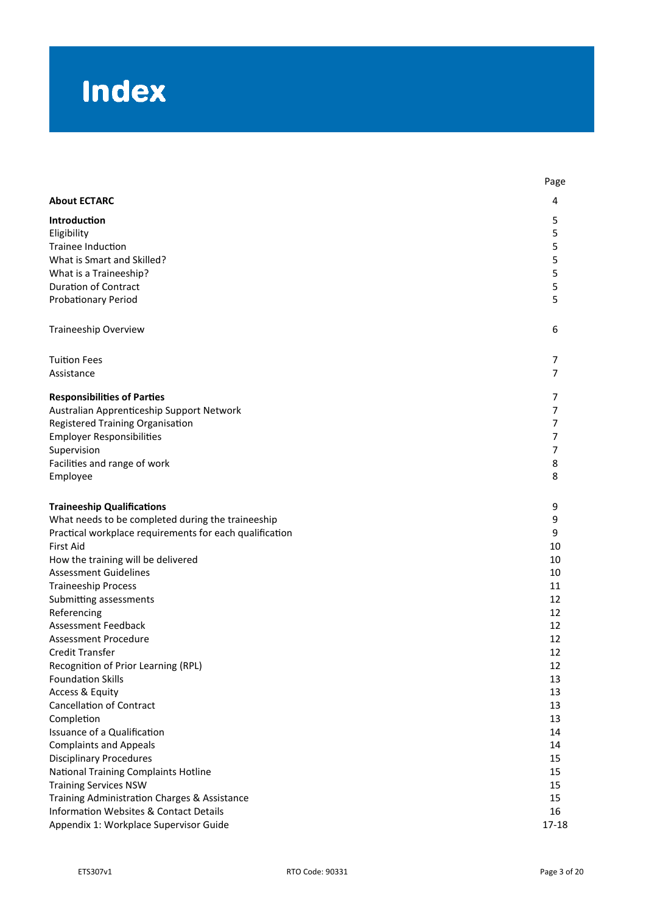# Index

| | Page |
|---|---|
| **About ECTARC** | 4 |
| **Introduction** | 5 |
| Eligibility | 5 |
| Trainee Induction | 5 |
| What is Smart and Skilled? | 5 |
| What is a Traineeship? | 5 |
| Duration of Contract | 5 |
| Probationary Period | 5 |
| Traineeship Overview | 6 |
| Tuition Fees | 7 |
| Assistance | 7 |
| **Responsibilities of Parties** | 7 |
| Australian Apprenticeship Support Network | 7 |
| Registered Training Organisation | 7 |
| Employer Responsibilities | 7 |
| Supervision | 7 |
| Facilities and range of work | 8 |
| Employee | 8 |
| **Traineeship Qualifications** | 9 |
| What needs to be completed during the traineeship | 9 |
| Practical workplace requirements for each qualification | 9 |
| First Aid | 10 |
| How the training will be delivered | 10 |
| Assessment Guidelines | 10 |
| Traineeship Process | 11 |
| Submitting assessments | 12 |
| Referencing | 12 |
| Assessment Feedback | 12 |
| Assessment Procedure | 12 |
| Credit Transfer | 12 |
| Recognition of Prior Learning (RPL) | 12 |
| Foundation Skills | 13 |
| Access & Equity | 13 |
| Cancellation of Contract | 13 |
| Completion | 13 |
| Issuance of a Qualification | 14 |
| Complaints and Appeals | 14 |
| Disciplinary Procedures | 15 |
| National Training Complaints Hotline | 15 |
| Training Services NSW | 15 |
| Training Administration Charges & Assistance | 15 |
| Information Websites & Contact Details | 16 |
| Appendix 1: Workplace Supervisor Guide | 17-18 |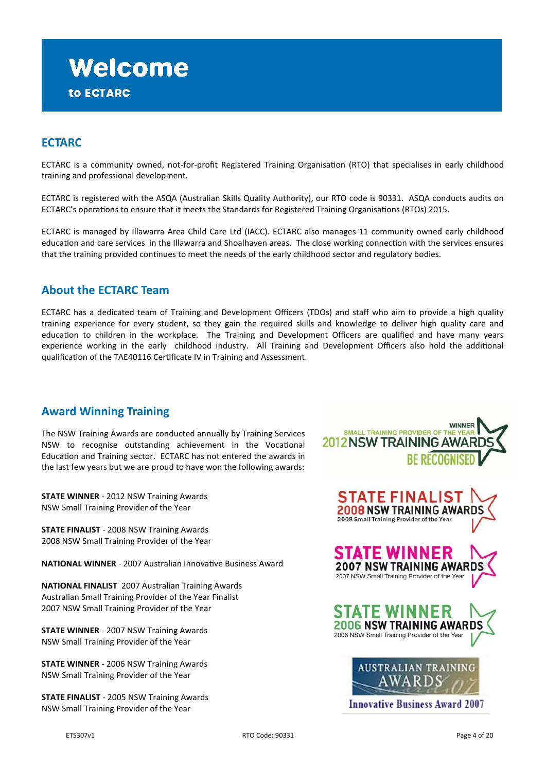# Welcome

to ECTARC

## ECTARC

ECTARC is a community owned, not-for-profit Registered Training Organisation (RTO) that specialises in early childhood training and professional development.

ECTARC is registered with the ASQA (Australian Skills Quality Authority), our RTO code is 90331. ASQA conducts audits on ECTARC's operations to ensure that it meets the Standards for Registered Training Organisations (RTOs) 2015.

ECTARC is managed by Illawarra Area Child Care Ltd (IACC). ECTARC also manages 11 community owned early childhood education and care services in the Illawarra and Shoalhaven areas. The close working connection with the services ensures that the training provided continues to meet the needs of the early childhood sector and regulatory bodies.

## About the ECTARC Team

ECTARC has a dedicated team of Training and Development Officers (TDOs) and staff who aim to provide a high quality training experience for every student, so they gain the required skills and knowledge to deliver high quality care and education to children in the workplace. The Training and Development Officers are qualified and have many years experience working in the early childhood industry. All Training and Development Officers also hold the additional qualification of the TAE40116 Certificate IV in Training and Assessment.

## Award Winning Training

The NSW Training Awards are conducted annually by Training Services NSW to recognise outstanding achievement in the Vocational Education and Training sector. ECTARC has not entered the awards in the last few years but we are proud to have won the following awards:

**STATE WINNER** - 2012 NSW Training Awards
NSW Small Training Provider of the Year

**STATE FINALIST** - 2008 NSW Training Awards
2008 NSW Small Training Provider of the Year

**NATIONAL WINNER** - 2007 Australian Innovative Business Award

**NATIONAL FINALIST** 2007 Australian Training Awards
Australian Small Training Provider of the Year Finalist
2007 NSW Small Training Provider of the Year

**STATE WINNER** - 2007 NSW Training Awards
NSW Small Training Provider of the Year

**STATE WINNER** - 2006 NSW Training Awards
NSW Small Training Provider of the Year

**STATE FINALIST** - 2005 NSW Training Awards
NSW Small Training Provider of the Year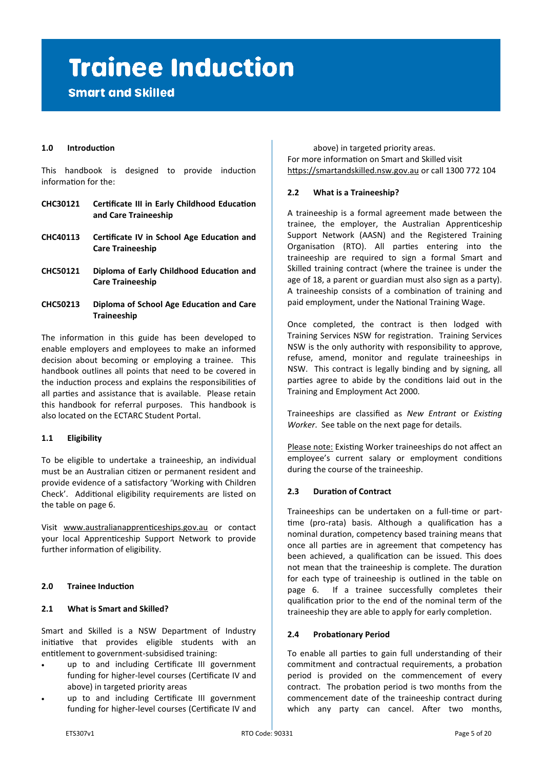# Trainee Induction

## Smart and Skilled

### 1.0 Introduction

This handbook is designed to provide induction information for the:

**CHC30121** **Certificate III in Early Childhood Education and Care Traineeship**

**CHC40113** **Certificate IV in School Age Education and Care Traineeship**

**CHC50121** **Diploma of Early Childhood Education and Care Traineeship**

**CHC50213** **Diploma of School Age Education and Care Traineeship**

The information in this guide has been developed to enable employers and employees to make an informed decision about becoming or employing a trainee. This handbook outlines all points that need to be covered in the induction process and explains the responsibilities of all parties and assistance that is available. Please retain this handbook for referral purposes. This handbook is also located on the ECTARC Student Portal.

### 1.1 Eligibility

To be eligible to undertake a traineeship, an individual must be an Australian citizen or permanent resident and provide evidence of a satisfactory 'Working with Children Check'. Additional eligibility requirements are listed on the table on page 6.

Visit www.australianapprenticeships.gov.au or contact your local Apprenticeship Support Network to provide further information of eligibility.

### 2.0 Trainee Induction

### 2.1 What is Smart and Skilled?

Smart and Skilled is a NSW Department of Industry initiative that provides eligible students with an entitlement to government-subsidised training:

- up to and including Certificate III government funding for higher-level courses (Certificate IV and above) in targeted priority areas
- up to and including Certificate III government funding for higher-level courses (Certificate IV and above) in targeted priority areas.

For more information on Smart and Skilled visit https://smartandskilled.nsw.gov.au or call 1300 772 104

### 2.2 What is a Traineeship?

A traineeship is a formal agreement made between the trainee, the employer, the Australian Apprenticeship Support Network (AASN) and the Registered Training Organisation (RTO). All parties entering into the traineeship are required to sign a formal Smart and Skilled training contract (where the trainee is under the age of 18, a parent or guardian must also sign as a party). A traineeship consists of a combination of training and paid employment, under the National Training Wage.

Once completed, the contract is then lodged with Training Services NSW for registration. Training Services NSW is the only authority with responsibility to approve, refuse, amend, monitor and regulate traineeships in NSW. This contract is legally binding and by signing, all parties agree to abide by the conditions laid out in the Training and Employment Act 2000.

Traineeships are classified as *New Entrant* or *Existing Worker*. See table on the next page for details.

Please note: Existing Worker traineeships do not affect an employee's current salary or employment conditions during the course of the traineeship.

### 2.3 Duration of Contract

Traineeships can be undertaken on a full-time or part-time (pro-rata) basis. Although a qualification has a nominal duration, competency based training means that once all parties are in agreement that competency has been achieved, a qualification can be issued. This does not mean that the traineeship is complete. The duration for each type of traineeship is outlined in the table on page 6. If a trainee successfully completes their qualification prior to the end of the nominal term of the traineeship they are able to apply for early completion.

### 2.4 Probationary Period

To enable all parties to gain full understanding of their commitment and contractual requirements, a probation period is provided on the commencement of every contract. The probation period is two months from the commencement date of the traineeship contract during which any party can cancel. After two months,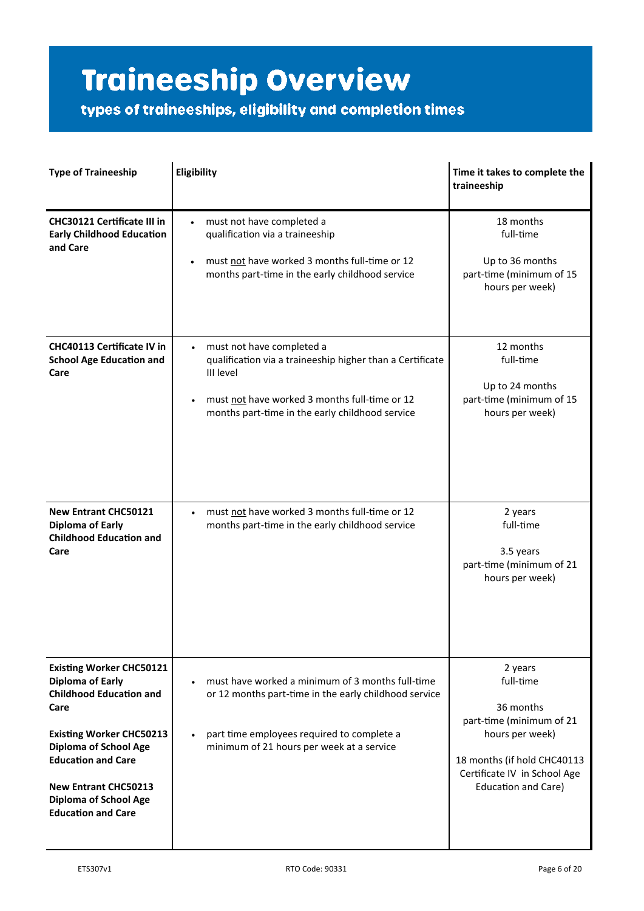# Traineeship Overview

## types of traineeships, eligibility and completion times

| Type of Traineeship | Eligibility | Time it takes to complete the traineeship |
|---|---|---|
| **CHC30121 Certificate III in Early Childhood Education and Care** | • must not have completed a qualification via a traineeship<br>• must not have worked 3 months full-time or 12 months part-time in the early childhood service | 18 months full-time<br><br>Up to 36 months part-time (minimum of 15 hours per week) |
| **CHC40113 Certificate IV in School Age Education and Care** | • must not have completed a qualification via a traineeship higher than a Certificate III level<br>• must not have worked 3 months full-time or 12 months part-time in the early childhood service | 12 months full-time<br><br>Up to 24 months part-time (minimum of 15 hours per week) |
| **New Entrant CHC50121 Diploma of Early Childhood Education and Care** | • must not have worked 3 months full-time or 12 months part-time in the early childhood service | 2 years full-time<br><br>3.5 years part-time (minimum of 21 hours per week) |
| **Existing Worker CHC50121 Diploma of Early Childhood Education and Care**<br><br>**Existing Worker CHC50213 Diploma of School Age Education and Care**<br><br>**New Entrant CHC50213 Diploma of School Age Education and Care** | • must have worked a minimum of 3 months full-time or 12 months part-time in the early childhood service<br>• part time employees required to complete a minimum of 21 hours per week at a service | 2 years full-time<br><br>36 months part-time (minimum of 21 hours per week)<br><br>18 months (if hold CHC40113 Certificate IV in School Age Education and Care) |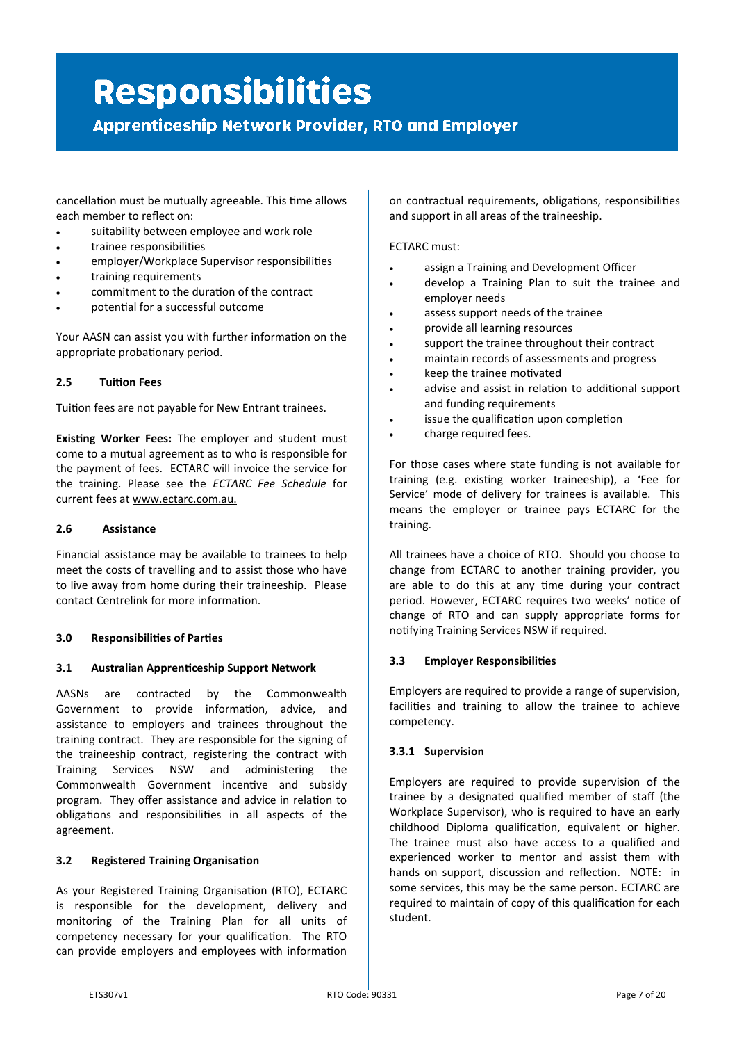# Responsibilities

## Apprenticeship Network Provider, RTO and Employer

cancellation must be mutually agreeable. This time allows each member to reflect on:

- suitability between employee and work role
- trainee responsibilities
- employer/Workplace Supervisor responsibilities
- training requirements
- commitment to the duration of the contract
- potential for a successful outcome

Your AASN can assist you with further information on the appropriate probationary period.

### 2.5 Tuition Fees

Tuition fees are not payable for New Entrant trainees.

**Existing Worker Fees:** The employer and student must come to a mutual agreement as to who is responsible for the payment of fees. ECTARC will invoice the service for the training. Please see the *ECTARC Fee Schedule* for current fees at www.ectarc.com.au.

### 2.6 Assistance

Financial assistance may be available to trainees to help meet the costs of travelling and to assist those who have to live away from home during their traineeship. Please contact Centrelink for more information.

### 3.0 Responsibilities of Parties

### 3.1 Australian Apprenticeship Support Network

AASNs are contracted by the Commonwealth Government to provide information, advice, and assistance to employers and trainees throughout the training contract. They are responsible for the signing of the traineeship contract, registering the contract with Training Services NSW and administering the Commonwealth Government incentive and subsidy program. They offer assistance and advice in relation to obligations and responsibilities in all aspects of the agreement.

### 3.2 Registered Training Organisation

As your Registered Training Organisation (RTO), ECTARC is responsible for the development, delivery and monitoring of the Training Plan for all units of competency necessary for your qualification. The RTO can provide employers and employees with information on contractual requirements, obligations, responsibilities and support in all areas of the traineeship.

ECTARC must:

- assign a Training and Development Officer
- develop a Training Plan to suit the trainee and employer needs
- assess support needs of the trainee
- provide all learning resources
- support the trainee throughout their contract
- maintain records of assessments and progress
- keep the trainee motivated
- advise and assist in relation to additional support and funding requirements
- issue the qualification upon completion
- charge required fees.

For those cases where state funding is not available for training (e.g. existing worker traineeship), a 'Fee for Service' mode of delivery for trainees is available. This means the employer or trainee pays ECTARC for the training.

All trainees have a choice of RTO. Should you choose to change from ECTARC to another training provider, you are able to do this at any time during your contract period. However, ECTARC requires two weeks' notice of change of RTO and can supply appropriate forms for notifying Training Services NSW if required.

### 3.3 Employer Responsibilities

Employers are required to provide a range of supervision, facilities and training to allow the trainee to achieve competency.

#### 3.3.1 Supervision

Employers are required to provide supervision of the trainee by a designated qualified member of staff (the Workplace Supervisor), who is required to have an early childhood Diploma qualification, equivalent or higher. The trainee must also have access to a qualified and experienced worker to mentor and assist them with hands on support, discussion and reflection. NOTE: in some services, this may be the same person. ECTARC are required to maintain of copy of this qualification for each student.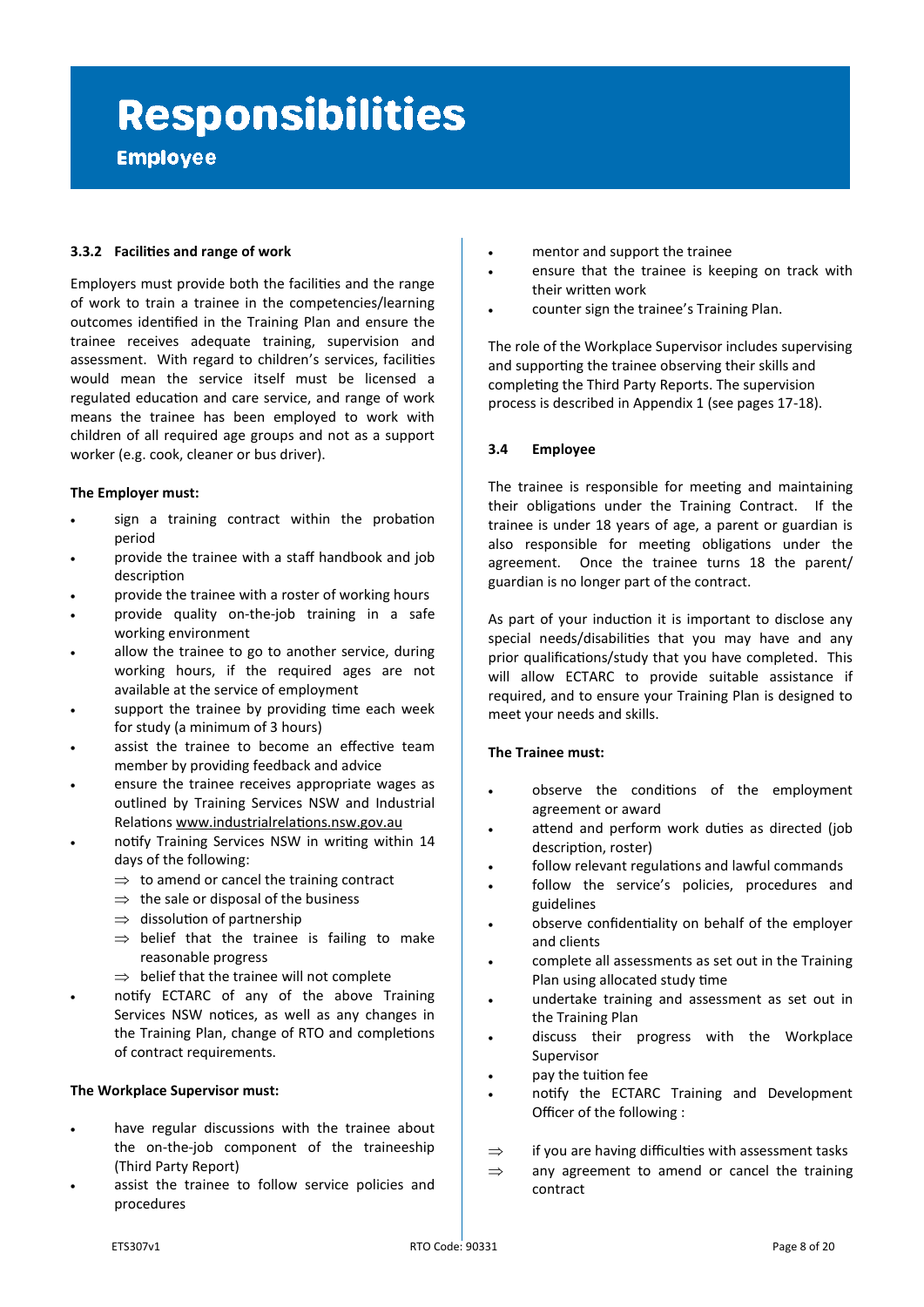# Responsibilities

## Employee

### 3.3.2 Facilities and range of work

Employers must provide both the facilities and the range of work to train a trainee in the competencies/learning outcomes identified in the Training Plan and ensure the trainee receives adequate training, supervision and assessment. With regard to children's services, facilities would mean the service itself must be licensed a regulated education and care service, and range of work means the trainee has been employed to work with children of all required age groups and not as a support worker (e.g. cook, cleaner or bus driver).

**The Employer must:**

- sign a training contract within the probation period
- provide the trainee with a staff handbook and job description
- provide the trainee with a roster of working hours
- provide quality on-the-job training in a safe working environment
- allow the trainee to go to another service, during working hours, if the required ages are not available at the service of employment
- support the trainee by providing time each week for study (a minimum of 3 hours)
- assist the trainee to become an effective team member by providing feedback and advice
- ensure the trainee receives appropriate wages as outlined by Training Services NSW and Industrial Relations www.industrialrelations.nsw.gov.au
- notify Training Services NSW in writing within 14 days of the following:
  - ⇒ to amend or cancel the training contract
  - ⇒ the sale or disposal of the business
  - ⇒ dissolution of partnership
  - ⇒ belief that the trainee is failing to make reasonable progress
  - ⇒ belief that the trainee will not complete
- notify ECTARC of any of the above Training Services NSW notices, as well as any changes in the Training Plan, change of RTO and completions of contract requirements.

**The Workplace Supervisor must:**

- have regular discussions with the trainee about the on-the-job component of the traineeship (Third Party Report)
- assist the trainee to follow service policies and procedures
- mentor and support the trainee
- ensure that the trainee is keeping on track with their written work
- counter sign the trainee's Training Plan.

The role of the Workplace Supervisor includes supervising and supporting the trainee observing their skills and completing the Third Party Reports. The supervision process is described in Appendix 1 (see pages 17-18).

### 3.4 Employee

The trainee is responsible for meeting and maintaining their obligations under the Training Contract. If the trainee is under 18 years of age, a parent or guardian is also responsible for meeting obligations under the agreement. Once the trainee turns 18 the parent/guardian is no longer part of the contract.

As part of your induction it is important to disclose any special needs/disabilities that you may have and any prior qualifications/study that you have completed. This will allow ECTARC to provide suitable assistance if required, and to ensure your Training Plan is designed to meet your needs and skills.

**The Trainee must:**

- observe the conditions of the employment agreement or award
- attend and perform work duties as directed (job description, roster)
- follow relevant regulations and lawful commands
- follow the service's policies, procedures and guidelines
- observe confidentiality on behalf of the employer and clients
- complete all assessments as set out in the Training Plan using allocated study time
- undertake training and assessment as set out in the Training Plan
- discuss their progress with the Workplace Supervisor
- pay the tuition fee
- notify the ECTARC Training and Development Officer of the following :

⇒ if you are having difficulties with assessment tasks

⇒ any agreement to amend or cancel the training contract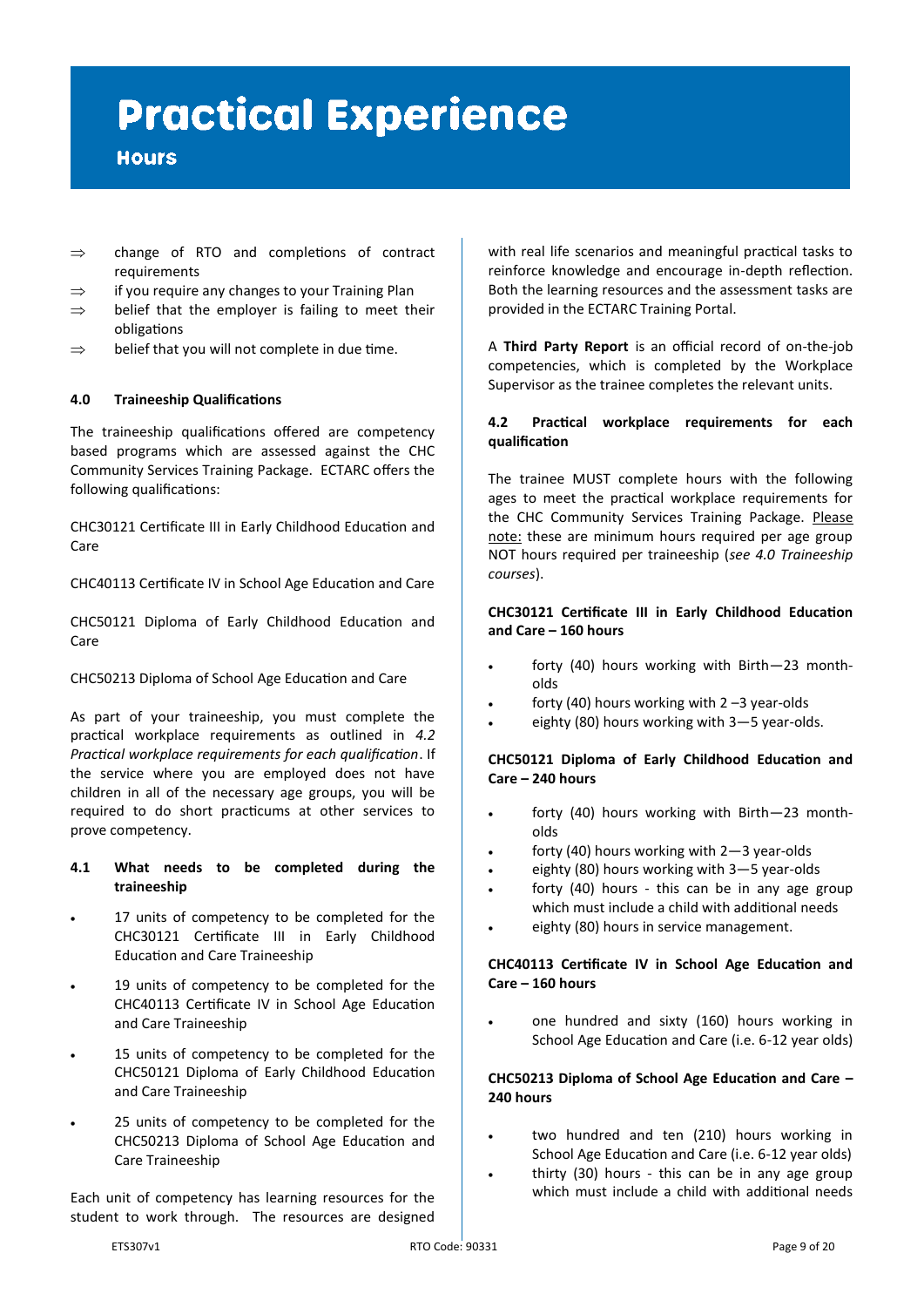# Practical Experience

## Hours

- ⇒ change of RTO and completions of contract requirements
- ⇒ if you require any changes to your Training Plan
- ⇒ belief that the employer is failing to meet their obligations
- ⇒ belief that you will not complete in due time.

### 4.0 Traineeship Qualifications

The traineeship qualifications offered are competency based programs which are assessed against the CHC Community Services Training Package. ECTARC offers the following qualifications:

CHC30121 Certificate III in Early Childhood Education and Care

CHC40113 Certificate IV in School Age Education and Care

CHC50121 Diploma of Early Childhood Education and Care

CHC50213 Diploma of School Age Education and Care

As part of your traineeship, you must complete the practical workplace requirements as outlined in *4.2 Practical workplace requirements for each qualification*. If the service where you are employed does not have children in all of the necessary age groups, you will be required to do short practicums at other services to prove competency.

### 4.1 What needs to be completed during the traineeship

- 17 units of competency to be completed for the CHC30121 Certificate III in Early Childhood Education and Care Traineeship
- 19 units of competency to be completed for the CHC40113 Certificate IV in School Age Education and Care Traineeship
- 15 units of competency to be completed for the CHC50121 Diploma of Early Childhood Education and Care Traineeship
- 25 units of competency to be completed for the CHC50213 Diploma of School Age Education and Care Traineeship

Each unit of competency has learning resources for the student to work through. The resources are designed with real life scenarios and meaningful practical tasks to reinforce knowledge and encourage in-depth reflection. Both the learning resources and the assessment tasks are provided in the ECTARC Training Portal.

A **Third Party Report** is an official record of on-the-job competencies, which is completed by the Workplace Supervisor as the trainee completes the relevant units.

### 4.2 Practical workplace requirements for each qualification

The trainee MUST complete hours with the following ages to meet the practical workplace requirements for the CHC Community Services Training Package. Please note: these are minimum hours required per age group NOT hours required per traineeship (*see 4.0 Traineeship courses*).

**CHC30121 Certificate III in Early Childhood Education and Care – 160 hours**

- forty (40) hours working with Birth—23 month-olds
- forty (40) hours working with 2 –3 year-olds
- eighty (80) hours working with 3—5 year-olds.

**CHC50121 Diploma of Early Childhood Education and Care – 240 hours**

- forty (40) hours working with Birth—23 month-olds
- forty (40) hours working with 2—3 year-olds
- eighty (80) hours working with 3—5 year-olds
- forty (40) hours - this can be in any age group which must include a child with additional needs
- eighty (80) hours in service management.

**CHC40113 Certificate IV in School Age Education and Care – 160 hours**

- one hundred and sixty (160) hours working in School Age Education and Care (i.e. 6-12 year olds)

**CHC50213 Diploma of School Age Education and Care – 240 hours**

- two hundred and ten (210) hours working in School Age Education and Care (i.e. 6-12 year olds)
- thirty (30) hours - this can be in any age group which must include a child with additional needs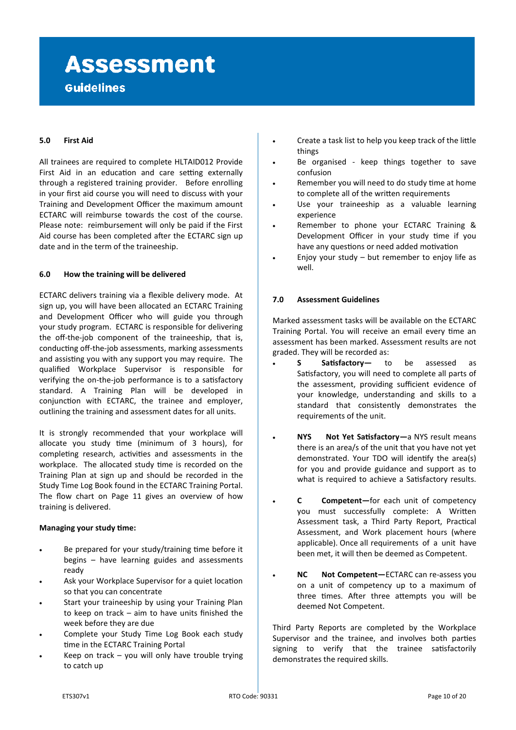# Assessment

## Guidelines

### 5.0 First Aid

All trainees are required to complete HLTAID012 Provide First Aid in an education and care setting externally through a registered training provider. Before enrolling in your first aid course you will need to discuss with your Training and Development Officer the maximum amount ECTARC will reimburse towards the cost of the course. Please note: reimbursement will only be paid if the First Aid course has been completed after the ECTARC sign up date and in the term of the traineeship.

### 6.0 How the training will be delivered

ECTARC delivers training via a flexible delivery mode. At sign up, you will have been allocated an ECTARC Training and Development Officer who will guide you through your study program. ECTARC is responsible for delivering the off-the-job component of the traineeship, that is, conducting off-the-job assessments, marking assessments and assisting you with any support you may require. The qualified Workplace Supervisor is responsible for verifying the on-the-job performance is to a satisfactory standard. A Training Plan will be developed in conjunction with ECTARC, the trainee and employer, outlining the training and assessment dates for all units.

It is strongly recommended that your workplace will allocate you study time (minimum of 3 hours), for completing research, activities and assessments in the workplace. The allocated study time is recorded on the Training Plan at sign up and should be recorded in the Study Time Log Book found in the ECTARC Training Portal. The flow chart on Page 11 gives an overview of how training is delivered.

**Managing your study time:**

- Be prepared for your study/training time before it begins – have learning guides and assessments ready
- Ask your Workplace Supervisor for a quiet location so that you can concentrate
- Start your traineeship by using your Training Plan to keep on track – aim to have units finished the week before they are due
- Complete your Study Time Log Book each study time in the ECTARC Training Portal
- Keep on track – you will only have trouble trying to catch up
- Create a task list to help you keep track of the little things
- Be organised - keep things together to save confusion
- Remember you will need to do study time at home to complete all of the written requirements
- Use your traineeship as a valuable learning experience
- Remember to phone your ECTARC Training & Development Officer in your study time if you have any questions or need added motivation
- Enjoy your study – but remember to enjoy life as well.

### 7.0 Assessment Guidelines

Marked assessment tasks will be available on the ECTARC Training Portal. You will receive an email every time an assessment has been marked. Assessment results are not graded. They will be recorded as:

- **S Satisfactory—** to be assessed as Satisfactory, you will need to complete all parts of the assessment, providing sufficient evidence of your knowledge, understanding and skills to a standard that consistently demonstrates the requirements of the unit.

- **NYS Not Yet Satisfactory—**a NYS result means there is an area/s of the unit that you have not yet demonstrated. Your TDO will identify the area(s) for you and provide guidance and support as to what is required to achieve a Satisfactory results.

- **C Competent—**for each unit of competency you must successfully complete: A Written Assessment task, a Third Party Report, Practical Assessment, and Work placement hours (where applicable). Once all requirements of a unit have been met, it will then be deemed as Competent.

- **NC Not Competent—**ECTARC can re-assess you on a unit of competency up to a maximum of three times. After three attempts you will be deemed Not Competent.

Third Party Reports are completed by the Workplace Supervisor and the trainee, and involves both parties signing to verify that the trainee satisfactorily demonstrates the required skills.

ETS307v1 RTO Code: 90331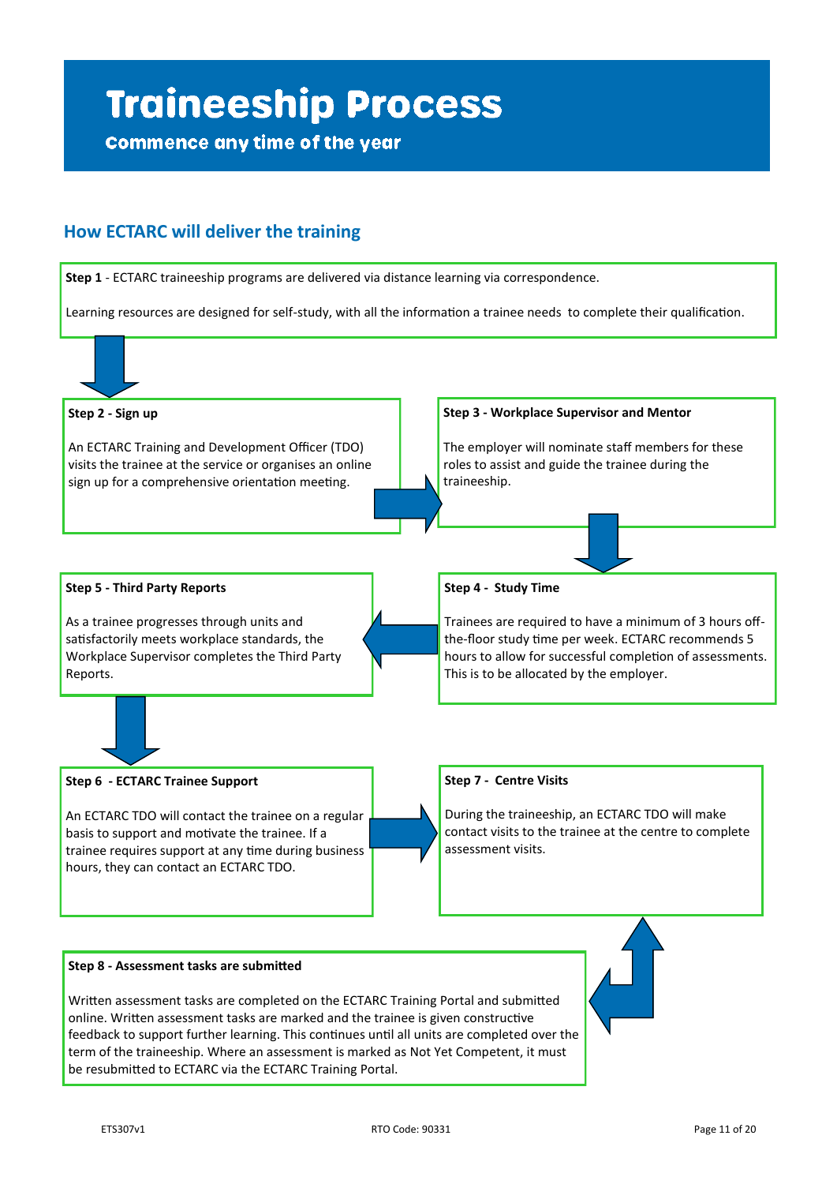# Traineeship Process

**Commence any time of the year**

## How ECTARC will deliver the training

**Step 1** - ECTARC traineeship programs are delivered via distance learning via correspondence.

Learning resources are designed for self-study, with all the information a trainee needs to complete their qualification.

**Step 2 - Sign up**

An ECTARC Training and Development Officer (TDO) visits the trainee at the service or organises an online sign up for a comprehensive orientation meeting.

**Step 3 - Workplace Supervisor and Mentor**

The employer will nominate staff members for these roles to assist and guide the trainee during the traineeship.

**Step 4 - Study Time**

Trainees are required to have a minimum of 3 hours off-the-floor study time per week. ECTARC recommends 5 hours to allow for successful completion of assessments. This is to be allocated by the employer.

**Step 5 - Third Party Reports**

As a trainee progresses through units and satisfactorily meets workplace standards, the Workplace Supervisor completes the Third Party Reports.

**Step 6 - ECTARC Trainee Support**

An ECTARC TDO will contact the trainee on a regular basis to support and motivate the trainee. If a trainee requires support at any time during business hours, they can contact an ECTARC TDO.

**Step 7 - Centre Visits**

During the traineeship, an ECTARC TDO will make contact visits to the trainee at the centre to complete assessment visits.

**Step 8 - Assessment tasks are submitted**

Written assessment tasks are completed on the ECTARC Training Portal and submitted online. Written assessment tasks are marked and the trainee is given constructive feedback to support further learning. This continues until all units are completed over the term of the traineeship. Where an assessment is marked as Not Yet Competent, it must be resubmitted to ECTARC via the ECTARC Training Portal.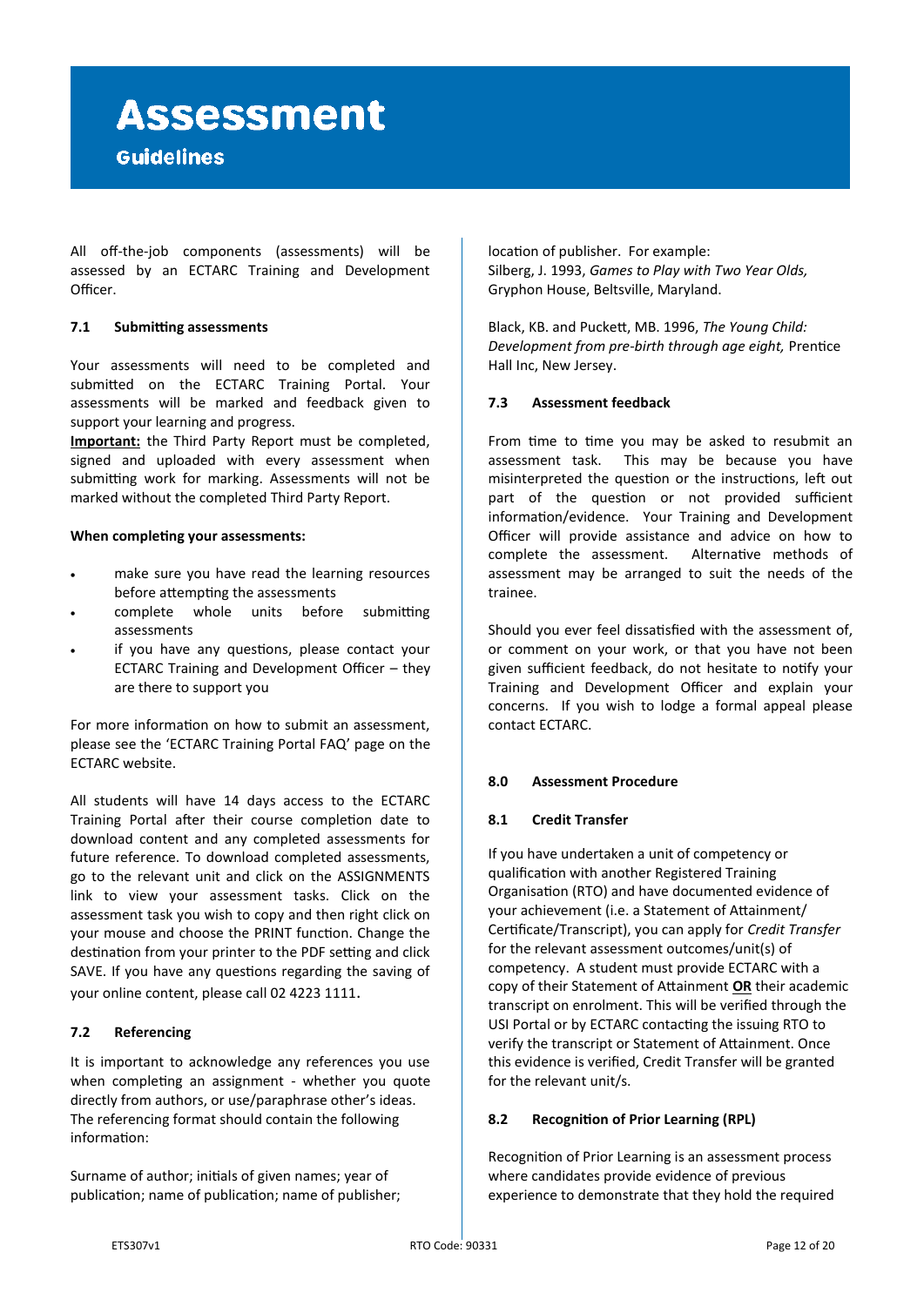# Assessment

## Guidelines

All off-the-job components (assessments) will be assessed by an ECTARC Training and Development Officer.

### 7.1 Submitting assessments

Your assessments will need to be completed and submitted on the ECTARC Training Portal. Your assessments will be marked and feedback given to support your learning and progress.

**Important:** the Third Party Report must be completed, signed and uploaded with every assessment when submitting work for marking. Assessments will not be marked without the completed Third Party Report.

**When completing your assessments:**

- make sure you have read the learning resources before attempting the assessments
- complete whole units before submitting assessments
- if you have any questions, please contact your ECTARC Training and Development Officer – they are there to support you

For more information on how to submit an assessment, please see the 'ECTARC Training Portal FAQ' page on the ECTARC website.

All students will have 14 days access to the ECTARC Training Portal after their course completion date to download content and any completed assessments for future reference. To download completed assessments, go to the relevant unit and click on the ASSIGNMENTS link to view your assessment tasks. Click on the assessment task you wish to copy and then right click on your mouse and choose the PRINT function. Change the destination from your printer to the PDF setting and click SAVE. If you have any questions regarding the saving of your online content, please call 02 4223 1111.

### 7.2 Referencing

It is important to acknowledge any references you use when completing an assignment - whether you quote directly from authors, or use/paraphrase other's ideas. The referencing format should contain the following information:

Surname of author; initials of given names; year of publication; name of publication; name of publisher; location of publisher. For example:
Silberg, J. 1993, *Games to Play with Two Year Olds,* Gryphon House, Beltsville, Maryland.

Black, KB. and Puckett, MB. 1996, *The Young Child: Development from pre-birth through age eight,* Prentice Hall Inc, New Jersey.

### 7.3 Assessment feedback

From time to time you may be asked to resubmit an assessment task. This may be because you have misinterpreted the question or the instructions, left out part of the question or not provided sufficient information/evidence. Your Training and Development Officer will provide assistance and advice on how to complete the assessment. Alternative methods of assessment may be arranged to suit the needs of the trainee.

Should you ever feel dissatisfied with the assessment of, or comment on your work, or that you have not been given sufficient feedback, do not hesitate to notify your Training and Development Officer and explain your concerns. If you wish to lodge a formal appeal please contact ECTARC.

### 8.0 Assessment Procedure

### 8.1 Credit Transfer

If you have undertaken a unit of competency or qualification with another Registered Training Organisation (RTO) and have documented evidence of your achievement (i.e. a Statement of Attainment/ Certificate/Transcript), you can apply for *Credit Transfer* for the relevant assessment outcomes/unit(s) of competency. A student must provide ECTARC with a copy of their Statement of Attainment **OR** their academic transcript on enrolment. This will be verified through the USI Portal or by ECTARC contacting the issuing RTO to verify the transcript or Statement of Attainment. Once this evidence is verified, Credit Transfer will be granted for the relevant unit/s.

### 8.2 Recognition of Prior Learning (RPL)

Recognition of Prior Learning is an assessment process where candidates provide evidence of previous experience to demonstrate that they hold the required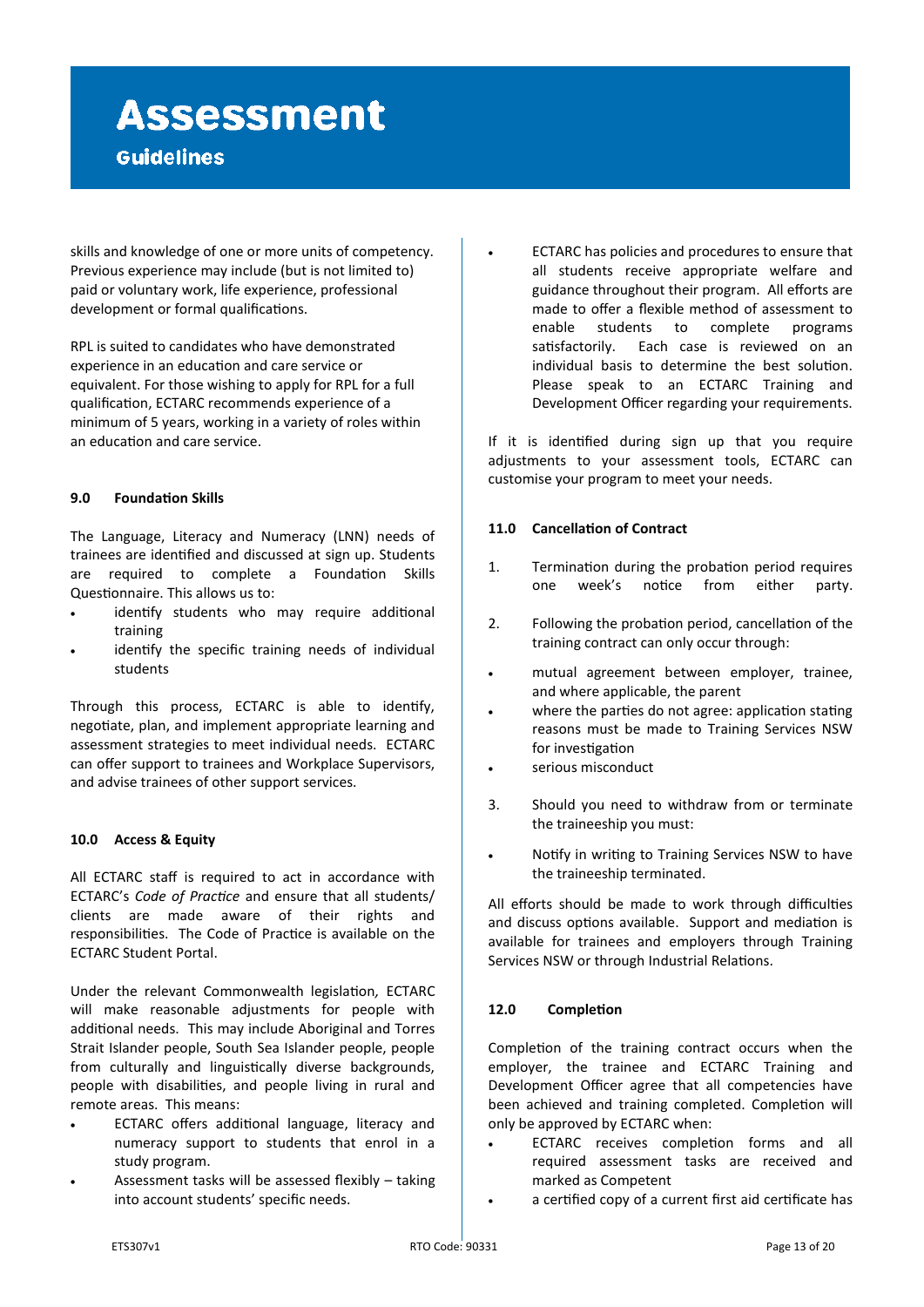skills and knowledge of one or more units of competency. Previous experience may include (but is not limited to) paid or voluntary work, life experience, professional development or formal qualifications.

RPL is suited to candidates who have demonstrated experience in an education and care service or equivalent. For those wishing to apply for RPL for a full qualification, ECTARC recommends experience of a minimum of 5 years, working in a variety of roles within an education and care service.

### 9.0 Foundation Skills

The Language, Literacy and Numeracy (LNN) needs of trainees are identified and discussed at sign up. Students are required to complete a Foundation Skills Questionnaire. This allows us to:

- identify students who may require additional training
- identify the specific training needs of individual students

Through this process, ECTARC is able to identify, negotiate, plan, and implement appropriate learning and assessment strategies to meet individual needs. ECTARC can offer support to trainees and Workplace Supervisors, and advise trainees of other support services.

### 10.0 Access & Equity

All ECTARC staff is required to act in accordance with ECTARC's *Code of Practice* and ensure that all students/clients are made aware of their rights and responsibilities. The Code of Practice is available on the ECTARC Student Portal.

Under the relevant Commonwealth legislation, ECTARC will make reasonable adjustments for people with additional needs. This may include Aboriginal and Torres Strait Islander people, South Sea Islander people, people from culturally and linguistically diverse backgrounds, people with disabilities, and people living in rural and remote areas. This means:

- ECTARC offers additional language, literacy and numeracy support to students that enrol in a study program.
- Assessment tasks will be assessed flexibly – taking into account students' specific needs.
- ECTARC has policies and procedures to ensure that all students receive appropriate welfare and guidance throughout their program. All efforts are made to offer a flexible method of assessment to enable students to complete programs satisfactorily. Each case is reviewed on an individual basis to determine the best solution. Please speak to an ECTARC Training and Development Officer regarding your requirements.

If it is identified during sign up that you require adjustments to your assessment tools, ECTARC can customise your program to meet your needs.

### 11.0 Cancellation of Contract

1. Termination during the probation period requires one week's notice from either party.
2. Following the probation period, cancellation of the training contract can only occur through:
   - mutual agreement between employer, trainee, and where applicable, the parent
   - where the parties do not agree: application stating reasons must be made to Training Services NSW for investigation
   - serious misconduct
3. Should you need to withdraw from or terminate the traineeship you must:
   - Notify in writing to Training Services NSW to have the traineeship terminated.

All efforts should be made to work through difficulties and discuss options available. Support and mediation is available for trainees and employers through Training Services NSW or through Industrial Relations.

### 12.0 Completion

Completion of the training contract occurs when the employer, the trainee and ECTARC Training and Development Officer agree that all competencies have been achieved and training completed. Completion will only be approved by ECTARC when:

- ECTARC receives completion forms and all required assessment tasks are received and marked as Competent
- a certified copy of a current first aid certificate has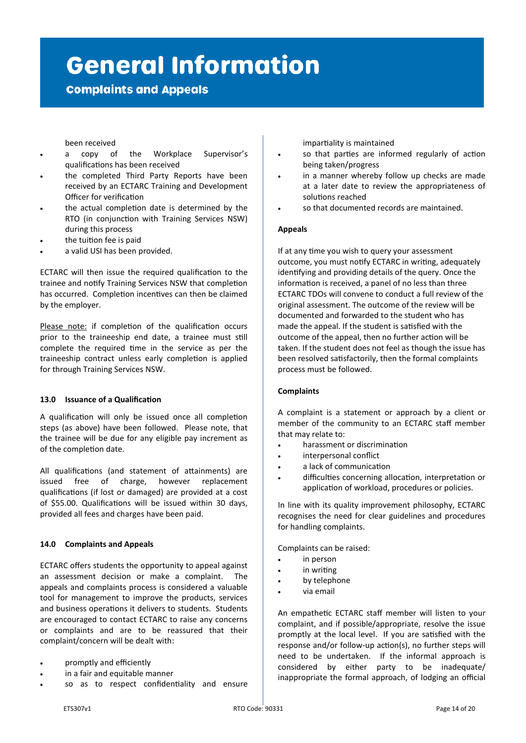# General Information

## Complaints and Appeals

been received

- a copy of the Workplace Supervisor's qualifications has been received
- the completed Third Party Reports have been received by an ECTARC Training and Development Officer for verification
- the actual completion date is determined by the RTO (in conjunction with Training Services NSW) during this process
- the tuition fee is paid
- a valid USI has been provided.

ECTARC will then issue the required qualification to the trainee and notify Training Services NSW that completion has occurred. Completion incentives can then be claimed by the employer.

Please note: if completion of the qualification occurs prior to the traineeship end date, a trainee must still complete the required time in the service as per the traineeship contract unless early completion is applied for through Training Services NSW.

### 13.0 Issuance of a Qualification

A qualification will only be issued once all completion steps (as above) have been followed. Please note, that the trainee will be due for any eligible pay increment as of the completion date.

All qualifications (and statement of attainments) are issued free of charge, however replacement qualifications (if lost or damaged) are provided at a cost of $55.00. Qualifications will be issued within 30 days, provided all fees and charges have been paid.

### 14.0 Complaints and Appeals

ECTARC offers students the opportunity to appeal against an assessment decision or make a complaint. The appeals and complaints process is considered a valuable tool for management to improve the products, services and business operations it delivers to students. Students are encouraged to contact ECTARC to raise any concerns or complaints and are to be reassured that their complaint/concern will be dealt with:

- promptly and efficiently
- in a fair and equitable manner
- so as to respect confidentiality and ensure impartiality is maintained
- so that parties are informed regularly of action being taken/progress
- in a manner whereby follow up checks are made at a later date to review the appropriateness of solutions reached
- so that documented records are maintained.

**Appeals**

If at any time you wish to query your assessment outcome, you must notify ECTARC in writing, adequately identifying and providing details of the query. Once the information is received, a panel of no less than three ECTARC TDOs will convene to conduct a full review of the original assessment. The outcome of the review will be documented and forwarded to the student who has made the appeal. If the student is satisfied with the outcome of the appeal, then no further action will be taken. If the student does not feel as though the issue has been resolved satisfactorily, then the formal complaints process must be followed.

**Complaints**

A complaint is a statement or approach by a client or member of the community to an ECTARC staff member that may relate to:

- harassment or discrimination
- interpersonal conflict
- a lack of communication
- difficulties concerning allocation, interpretation or application of workload, procedures or policies.

In line with its quality improvement philosophy, ECTARC recognises the need for clear guidelines and procedures for handling complaints.

Complaints can be raised:

- in person
- in writing
- by telephone
- via email

An empathetic ECTARC staff member will listen to your complaint, and if possible/appropriate, resolve the issue promptly at the local level. If you are satisfied with the response and/or follow-up action(s), no further steps will need to be undertaken. If the informal approach is considered by either party to be inadequate/ inappropriate the formal approach, of lodging an official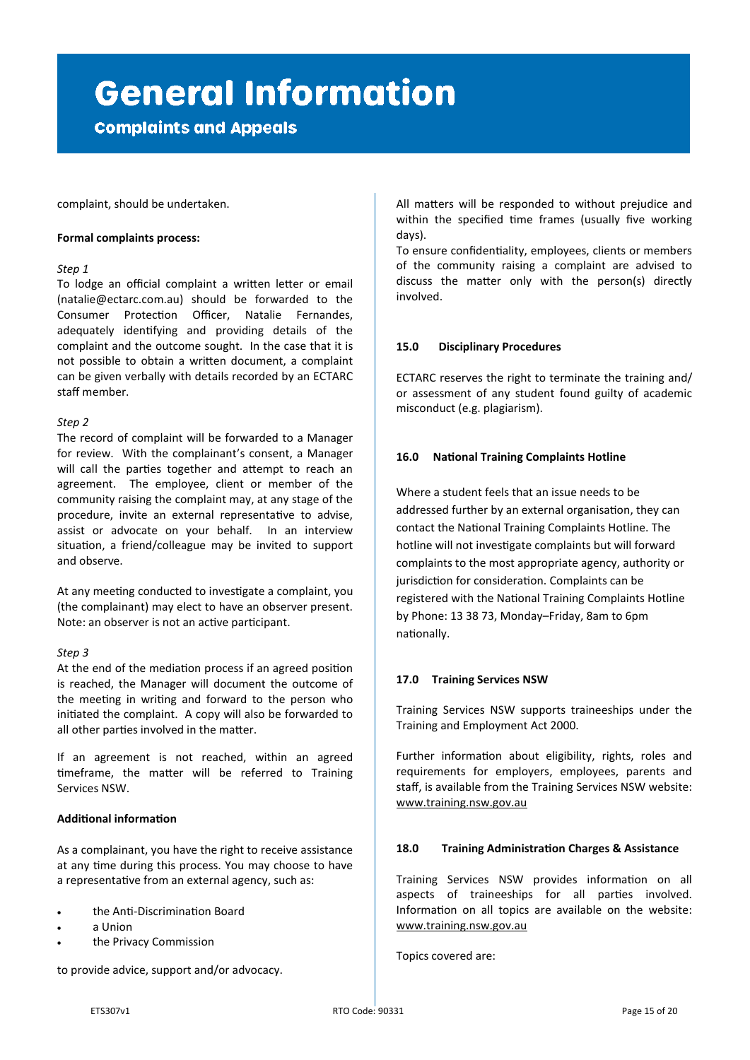# General Information

## Complaints and Appeals

complaint, should be undertaken.

**Formal complaints process:**

*Step 1*
To lodge an official complaint a written letter or email (natalie@ectarc.com.au) should be forwarded to the Consumer Protection Officer, Natalie Fernandes, adequately identifying and providing details of the complaint and the outcome sought. In the case that it is not possible to obtain a written document, a complaint can be given verbally with details recorded by an ECTARC staff member.

*Step 2*
The record of complaint will be forwarded to a Manager for review. With the complainant's consent, a Manager will call the parties together and attempt to reach an agreement. The employee, client or member of the community raising the complaint may, at any stage of the procedure, invite an external representative to advise, assist or advocate on your behalf. In an interview situation, a friend/colleague may be invited to support and observe.

At any meeting conducted to investigate a complaint, you (the complainant) may elect to have an observer present. Note: an observer is not an active participant.

*Step 3*
At the end of the mediation process if an agreed position is reached, the Manager will document the outcome of the meeting in writing and forward to the person who initiated the complaint. A copy will also be forwarded to all other parties involved in the matter.

If an agreement is not reached, within an agreed timeframe, the matter will be referred to Training Services NSW.

**Additional information**

As a complainant, you have the right to receive assistance at any time during this process. You may choose to have a representative from an external agency, such as:

- the Anti-Discrimination Board
- a Union
- the Privacy Commission

to provide advice, support and/or advocacy.

All matters will be responded to without prejudice and within the specified time frames (usually five working days).
To ensure confidentiality, employees, clients or members of the community raising a complaint are advised to discuss the matter only with the person(s) directly involved.

### 15.0 Disciplinary Procedures

ECTARC reserves the right to terminate the training and/ or assessment of any student found guilty of academic misconduct (e.g. plagiarism).

### 16.0 National Training Complaints Hotline

Where a student feels that an issue needs to be addressed further by an external organisation, they can contact the National Training Complaints Hotline. The hotline will not investigate complaints but will forward complaints to the most appropriate agency, authority or jurisdiction for consideration. Complaints can be registered with the National Training Complaints Hotline by Phone: 13 38 73, Monday–Friday, 8am to 6pm nationally.

### 17.0 Training Services NSW

Training Services NSW supports traineeships under the Training and Employment Act 2000.

Further information about eligibility, rights, roles and requirements for employers, employees, parents and staff, is available from the Training Services NSW website: www.training.nsw.gov.au

### 18.0 Training Administration Charges & Assistance

Training Services NSW provides information on all aspects of traineeships for all parties involved. Information on all topics are available on the website: www.training.nsw.gov.au

Topics covered are: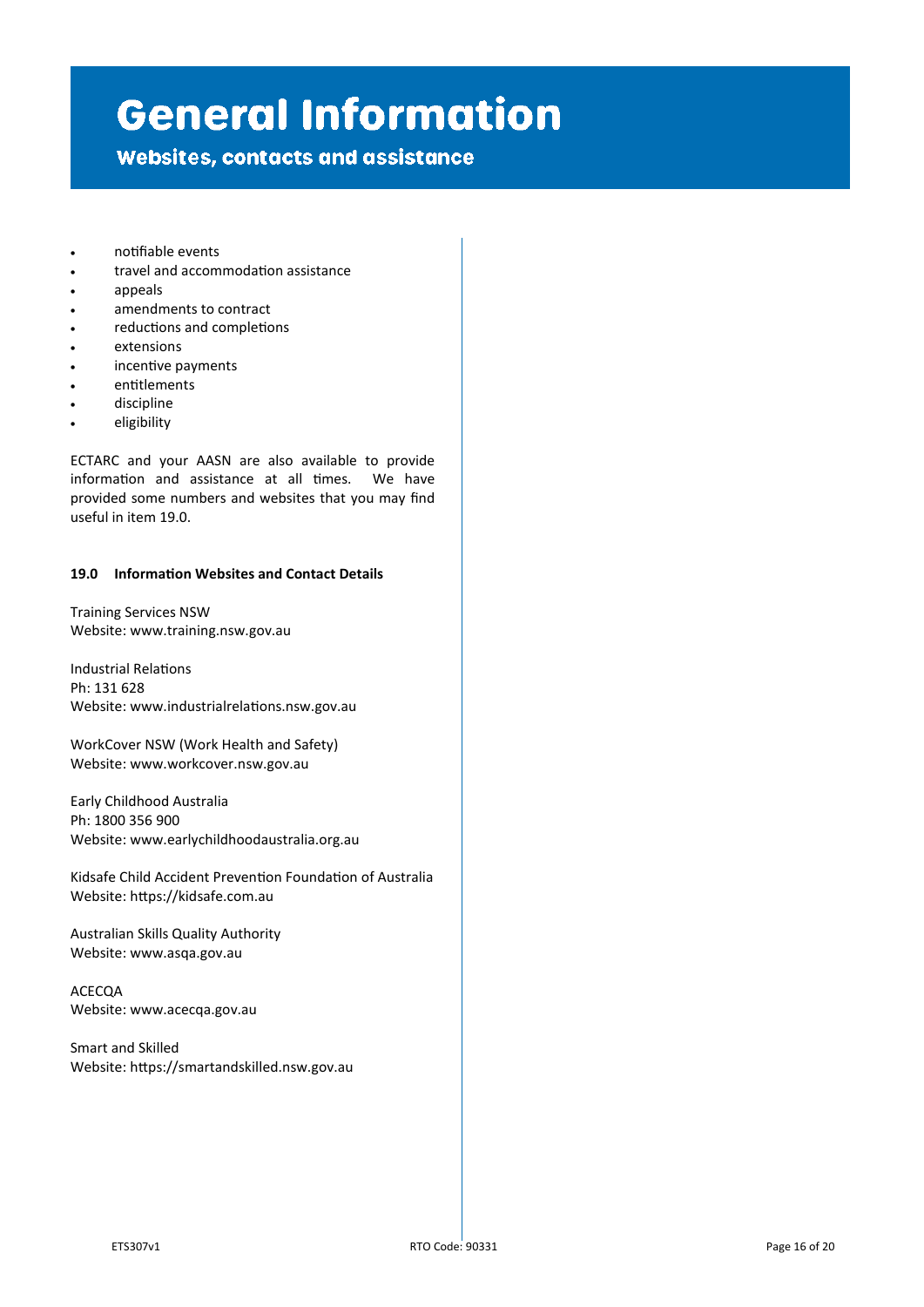# General Information

## Websites, contacts and assistance

- notifiable events
- travel and accommodation assistance
- appeals
- amendments to contract
- reductions and completions
- extensions
- incentive payments
- entitlements
- discipline
- eligibility

ECTARC and your AASN are also available to provide information and assistance at all times. We have provided some numbers and websites that you may find useful in item 19.0.

### 19.0 Information Websites and Contact Details

Training Services NSW
Website: www.training.nsw.gov.au

Industrial Relations
Ph: 131 628
Website: www.industrialrelations.nsw.gov.au

WorkCover NSW (Work Health and Safety)
Website: www.workcover.nsw.gov.au

Early Childhood Australia
Ph: 1800 356 900
Website: www.earlychildhoodaustralia.org.au

Kidsafe Child Accident Prevention Foundation of Australia
Website: https://kidsafe.com.au

Australian Skills Quality Authority
Website: www.asqa.gov.au

ACECQA
Website: www.acecqa.gov.au

Smart and Skilled
Website: https://smartandskilled.nsw.gov.au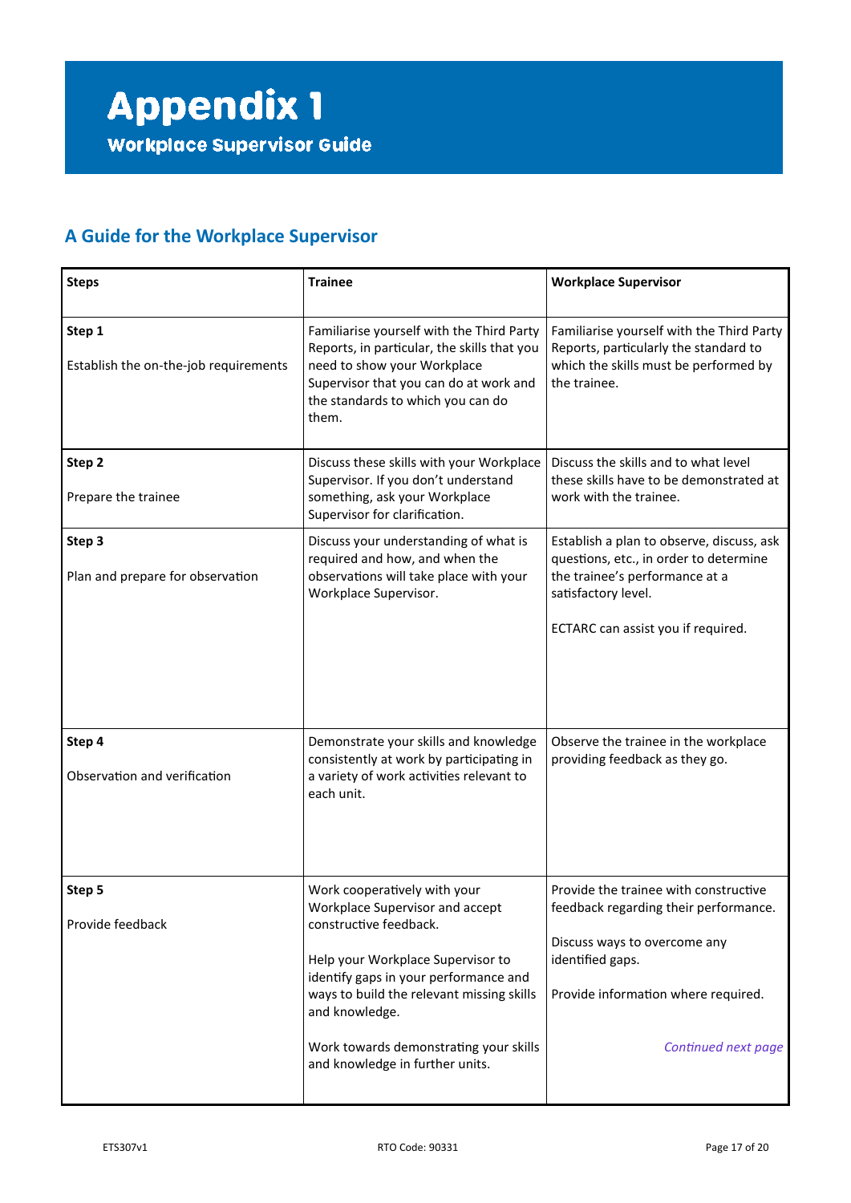# Appendix 1

## Workplace Supervisor Guide

### A Guide for the Workplace Supervisor

| Steps | Trainee | Workplace Supervisor |
|---|---|---|
| **Step 1**<br><br>Establish the on-the-job requirements | Familiarise yourself with the Third Party Reports, in particular, the skills that you need to show your Workplace Supervisor that you can do at work and the standards to which you can do them. | Familiarise yourself with the Third Party Reports, particularly the standard to which the skills must be performed by the trainee. |
| **Step 2**<br><br>Prepare the trainee | Discuss these skills with your Workplace Supervisor. If you don't understand something, ask your Workplace Supervisor for clarification. | Discuss the skills and to what level these skills have to be demonstrated at work with the trainee. |
| **Step 3**<br><br>Plan and prepare for observation | Discuss your understanding of what is required and how, and when the observations will take place with your Workplace Supervisor. | Establish a plan to observe, discuss, ask questions, etc., in order to determine the trainee's performance at a satisfactory level.<br><br>ECTARC can assist you if required. |
| **Step 4**<br><br>Observation and verification | Demonstrate your skills and knowledge consistently at work by participating in a variety of work activities relevant to each unit. | Observe the trainee in the workplace providing feedback as they go. |
| **Step 5**<br><br>Provide feedback | Work cooperatively with your Workplace Supervisor and accept constructive feedback.<br><br>Help your Workplace Supervisor to identify gaps in your performance and ways to build the relevant missing skills and knowledge.<br><br>Work towards demonstrating your skills and knowledge in further units. | Provide the trainee with constructive feedback regarding their performance.<br><br>Discuss ways to overcome any identified gaps.<br><br>Provide information where required.<br><br>*Continued next page* |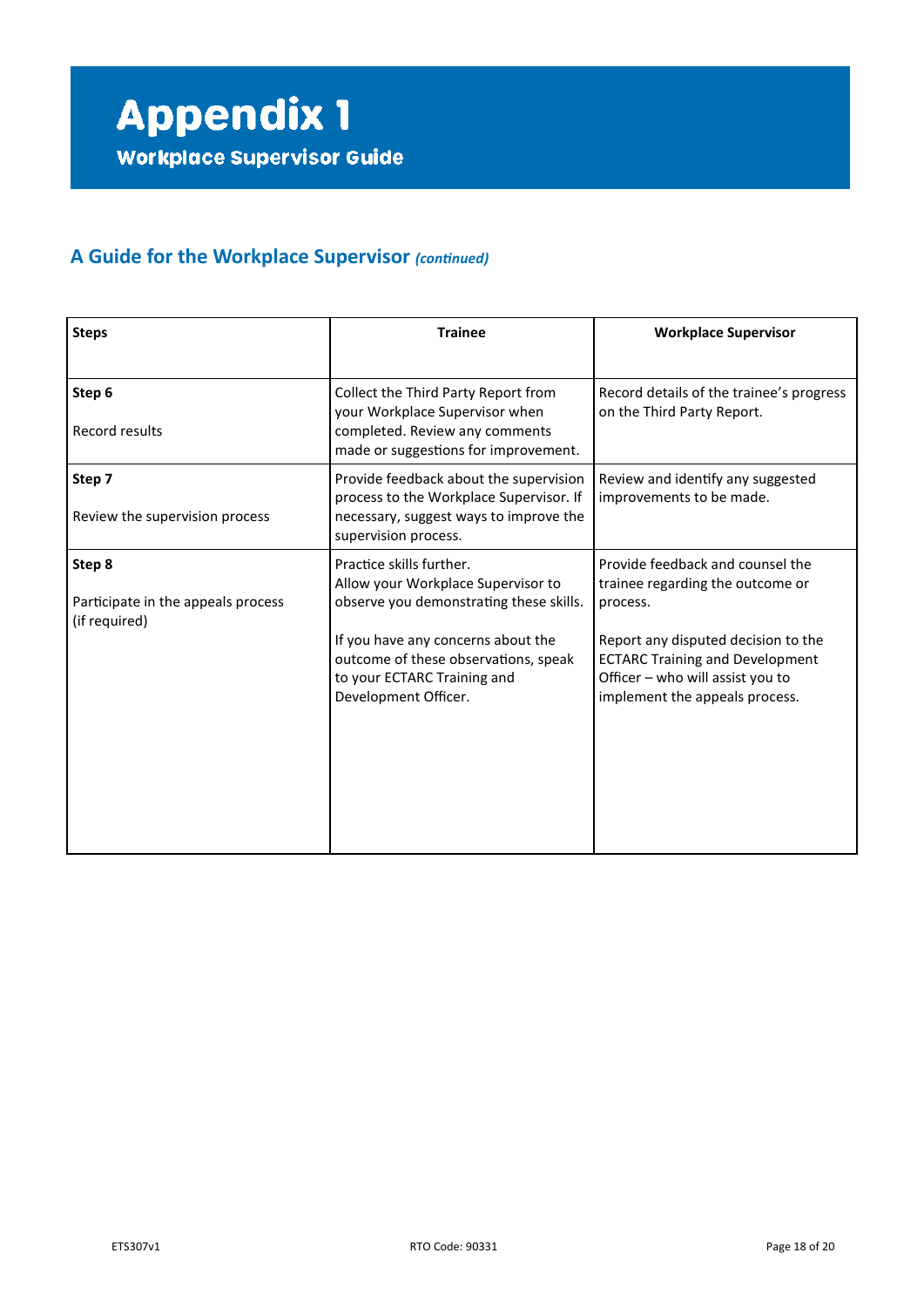# Appendix 1

## Workplace Supervisor Guide

## A Guide for the Workplace Supervisor *(continued)*

| **Steps** | **Trainee** | **Workplace Supervisor** |
|---|---|---|
| **Step 6**<br><br>Record results | Collect the Third Party Report from your Workplace Supervisor when completed. Review any comments made or suggestions for improvement. | Record details of the trainee's progress on the Third Party Report. |
| **Step 7**<br><br>Review the supervision process | Provide feedback about the supervision process to the Workplace Supervisor. If necessary, suggest ways to improve the supervision process. | Review and identify any suggested improvements to be made. |
| **Step 8**<br><br>Participate in the appeals process (if required) | Practice skills further.<br>Allow your Workplace Supervisor to observe you demonstrating these skills.<br><br>If you have any concerns about the outcome of these observations, speak to your ECTARC Training and Development Officer. | Provide feedback and counsel the trainee regarding the outcome or process.<br><br>Report any disputed decision to the ECTARC Training and Development Officer – who will assist you to implement the appeals process. |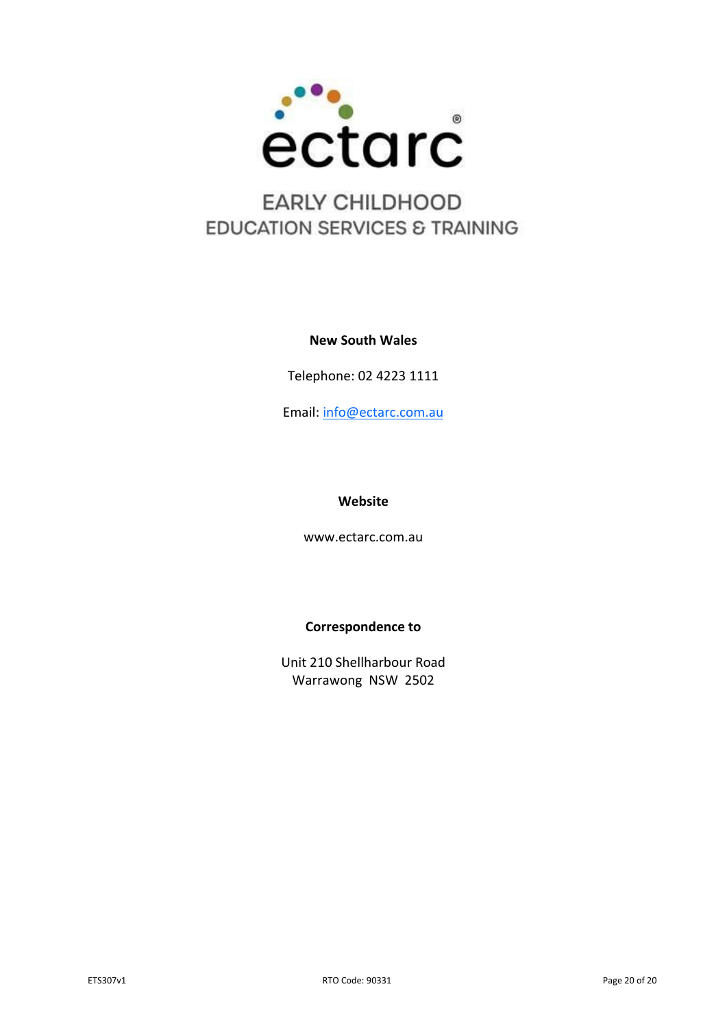ectarc®

EARLY CHILDHOOD
EDUCATION SERVICES & TRAINING

**New South Wales**

Telephone: 02 4223 1111

Email: info@ectarc.com.au

**Website**

www.ectarc.com.au

**Correspondence to**

Unit 210 Shellharbour Road
Warrawong NSW 2502